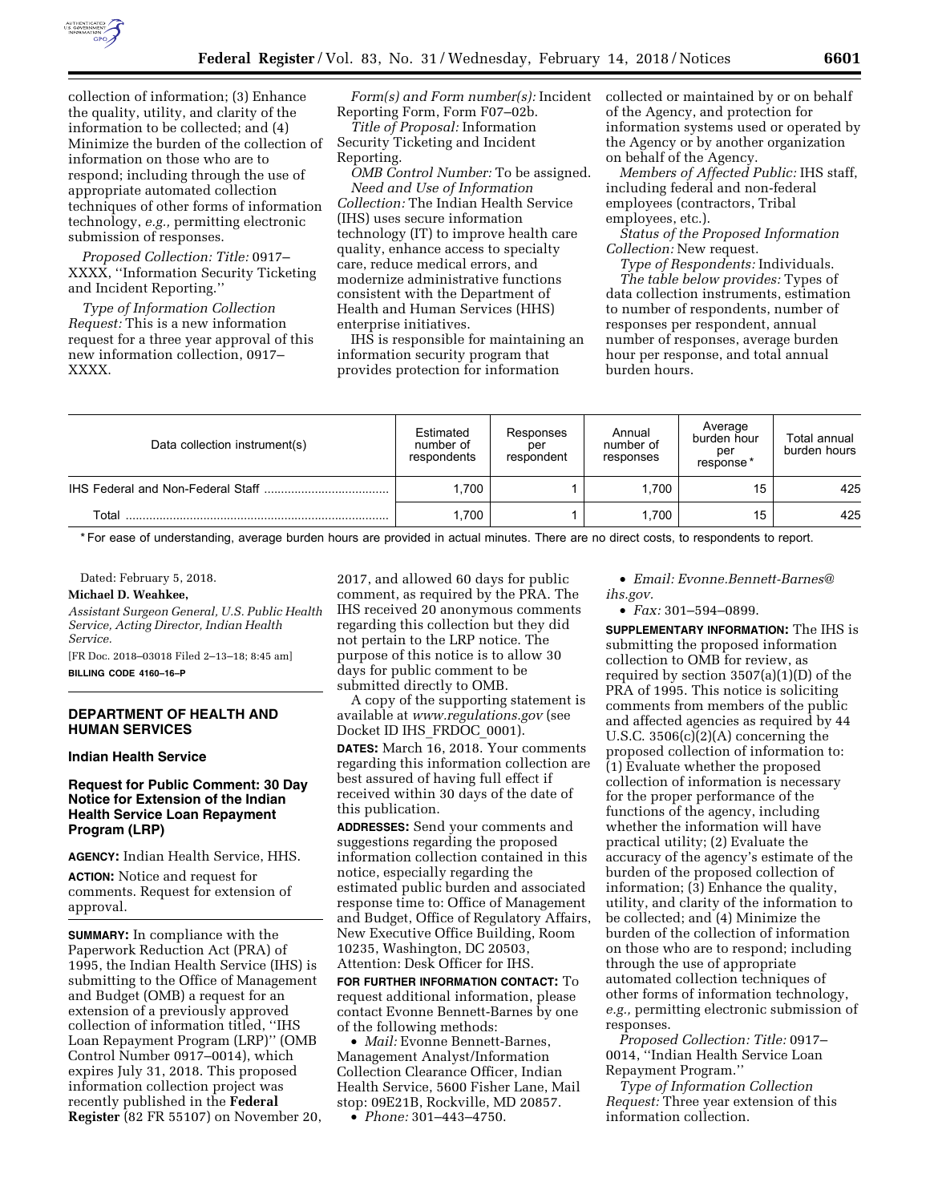collection of information; (3) Enhance the quality, utility, and clarity of the information to be collected; and (4) Minimize the burden of the collection of information on those who are to respond; including through the use of appropriate automated collection techniques of other forms of information technology, *e.g.,* permitting electronic submission of responses.

*Proposed Collection: Title:* 0917–XXXX, ''Information Security Ticketing and Incident Reporting.''

*Type of Information Collection Request:* This is a new information request for a three year approval of this new information collection, 0917–XXXX.

*Form(s) and Form number(s):* Incident Reporting Form, Form F07–02b.

*Title of Proposal:* Information Security Ticketing and Incident Reporting.

*OMB Control Number:* To be assigned.

*Need and Use of Information Collection:* The Indian Health Service (IHS) uses secure information technology (IT) to improve health care quality, enhance access to specialty care, reduce medical errors, and modernize administrative functions consistent with the Department of Health and Human Services (HHS) enterprise initiatives.

IHS is responsible for maintaining an information security program that provides protection for information collected or maintained by or on behalf of the Agency, and protection for information systems used or operated by the Agency or by another organization on behalf of the Agency.

*Members of Affected Public:* IHS staff, including federal and non-federal employees (contractors, Tribal employees, etc.).

*Status of the Proposed Information Collection:* New request.

*Type of Respondents:* Individuals.

*The table below provides:* Types of data collection instruments, estimation to number of respondents, number of responses per respondent, annual number of responses, average burden hour per response, and total annual burden hours.

| Data collection instrument(s) | Estimated number of respondents | Responses per respondent | Annual number of responses | Average burden hour per response * | Total annual burden hours |
|---|---|---|---|---|---|
| IHS Federal and Non-Federal Staff | 1,700 | 1 | 1,700 | 15 | 425 |
| Total | 1,700 | 1 | 1,700 | 15 | 425 |

\* For ease of understanding, average burden hours are provided in actual minutes. There are no direct costs, to respondents to report.

Dated: February 5, 2018.

**Michael D. Weahkee,**

*Assistant Surgeon General, U.S. Public Health Service, Acting Director, Indian Health Service.*

[FR Doc. 2018–03018 Filed 2–13–18; 8:45 am]

**BILLING CODE 4160–16–P**

## DEPARTMENT OF HEALTH AND HUMAN SERVICES

### Indian Health Service

### Request for Public Comment: 30 Day Notice for Extension of the Indian Health Service Loan Repayment Program (LRP)

**AGENCY:** Indian Health Service, HHS.

**ACTION:** Notice and request for comments. Request for extension of approval.

**SUMMARY:** In compliance with the Paperwork Reduction Act (PRA) of 1995, the Indian Health Service (IHS) is submitting to the Office of Management and Budget (OMB) a request for an extension of a previously approved collection of information titled, ''IHS Loan Repayment Program (LRP)'' (OMB Control Number 0917–0014), which expires July 31, 2018. This proposed information collection project was recently published in the **Federal Register** (82 FR 55107) on November 20, 2017, and allowed 60 days for public comment, as required by the PRA. The IHS received 20 anonymous comments regarding this collection but they did not pertain to the LRP notice. The purpose of this notice is to allow 30 days for public comment to be submitted directly to OMB.

A copy of the supporting statement is available at *www.regulations.gov* (see Docket ID IHS_FRDOC_0001).

**DATES:** March 16, 2018. Your comments regarding this information collection are best assured of having full effect if received within 30 days of the date of this publication.

**ADDRESSES:** Send your comments and suggestions regarding the proposed information collection contained in this notice, especially regarding the estimated public burden and associated response time to: Office of Management and Budget, Office of Regulatory Affairs, New Executive Office Building, Room 10235, Washington, DC 20503, Attention: Desk Officer for IHS.

**FOR FURTHER INFORMATION CONTACT:** To request additional information, please contact Evonne Bennett-Barnes by one of the following methods:

- *Mail:* Evonne Bennett-Barnes, Management Analyst/Information Collection Clearance Officer, Indian Health Service, 5600 Fisher Lane, Mail stop: 09E21B, Rockville, MD 20857.
- *Phone:* 301–443–4750.
- *Email: Evonne.Bennett-Barnes@ihs.gov.*
- *Fax:* 301–594–0899.

**SUPPLEMENTARY INFORMATION:** The IHS is submitting the proposed information collection to OMB for review, as required by section 3507(a)(1)(D) of the PRA of 1995. This notice is soliciting comments from members of the public and affected agencies as required by 44 U.S.C. 3506(c)(2)(A) concerning the proposed collection of information to: (1) Evaluate whether the proposed collection of information is necessary for the proper performance of the functions of the agency, including whether the information will have practical utility; (2) Evaluate the accuracy of the agency's estimate of the burden of the proposed collection of information; (3) Enhance the quality, utility, and clarity of the information to be collected; and (4) Minimize the burden of the collection of information on those who are to respond; including through the use of appropriate automated collection techniques of other forms of information technology, *e.g.,* permitting electronic submission of responses.

*Proposed Collection: Title:* 0917–0014, ''Indian Health Service Loan Repayment Program.''

*Type of Information Collection Request:* Three year extension of this information collection.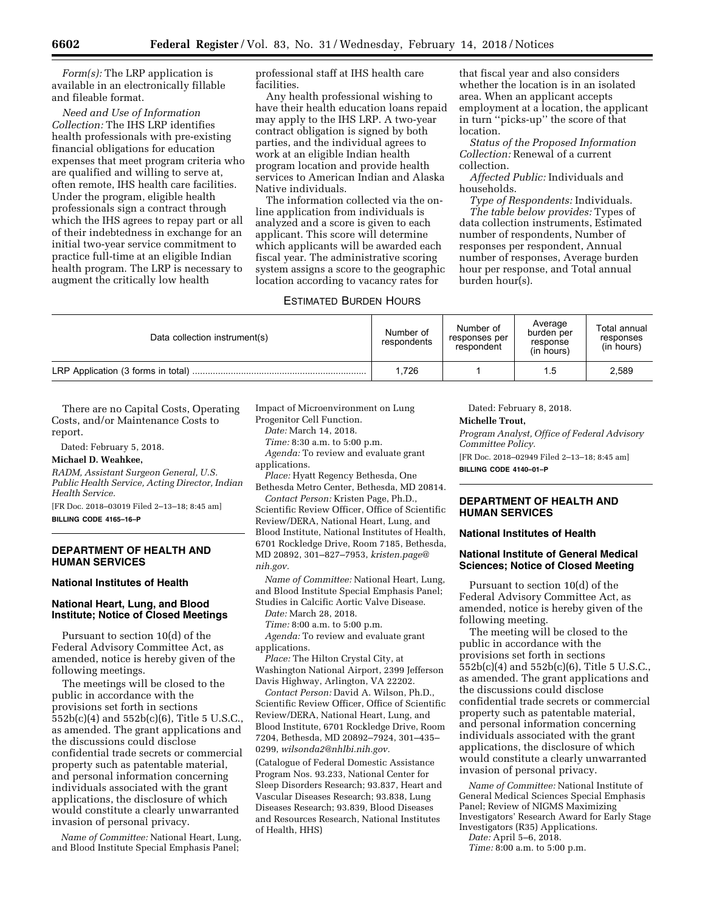*Form(s):* The LRP application is available in an electronically fillable and fileable format.

*Need and Use of Information Collection:* The IHS LRP identifies health professionals with pre-existing financial obligations for education expenses that meet program criteria who are qualified and willing to serve at, often remote, IHS health care facilities. Under the program, eligible health professionals sign a contract through which the IHS agrees to repay part or all of their indebtedness in exchange for an initial two-year service commitment to practice full-time at an eligible Indian health program. The LRP is necessary to augment the critically low health professional staff at IHS health care facilities.

Any health professional wishing to have their health education loans repaid may apply to the IHS LRP. A two-year contract obligation is signed by both parties, and the individual agrees to work at an eligible Indian health program location and provide health services to American Indian and Alaska Native individuals.

The information collected via the on-line application from individuals is analyzed and a score is given to each applicant. This score will determine which applicants will be awarded each fiscal year. The administrative scoring system assigns a score to the geographic location according to vacancy rates for that fiscal year and also considers whether the location is in an isolated area. When an applicant accepts employment at a location, the applicant in turn ''picks-up'' the score of that location.

*Status of the Proposed Information Collection:* Renewal of a current collection.

*Affected Public:* Individuals and households.

*Type of Respondents:* Individuals.

*The table below provides:* Types of data collection instruments, Estimated number of respondents, Number of responses per respondent, Annual number of responses, Average burden hour per response, and Total annual burden hour(s).

ESTIMATED BURDEN HOURS

| Data collection instrument(s) | Number of respondents | Number of responses per respondent | Average burden per response (in hours) | Total annual responses (in hours) |
|---|---|---|---|---|
| LRP Application (3 forms in total) | 1,726 | 1 | 1.5 | 2,589 |

There are no Capital Costs, Operating Costs, and/or Maintenance Costs to report.

Dated: February 5, 2018.

**Michael D. Weahkee,**

*RADM, Assistant Surgeon General, U.S. Public Health Service, Acting Director, Indian Health Service.*

[FR Doc. 2018–03019 Filed 2–13–18; 8:45 am]

**BILLING CODE 4165–16–P**

## DEPARTMENT OF HEALTH AND HUMAN SERVICES

### National Institutes of Health

### National Heart, Lung, and Blood Institute; Notice of Closed Meetings

Pursuant to section 10(d) of the Federal Advisory Committee Act, as amended, notice is hereby given of the following meetings.

The meetings will be closed to the public in accordance with the provisions set forth in sections 552b(c)(4) and 552b(c)(6), Title 5 U.S.C., as amended. The grant applications and the discussions could disclose confidential trade secrets or commercial property such as patentable material, and personal information concerning individuals associated with the grant applications, the disclosure of which would constitute a clearly unwarranted invasion of personal privacy.

*Name of Committee:* National Heart, Lung, and Blood Institute Special Emphasis Panel; Impact of Microenvironment on Lung Progenitor Cell Function.

*Date:* March 14, 2018.

*Time:* 8:30 a.m. to 5:00 p.m.

*Agenda:* To review and evaluate grant applications.

*Place:* Hyatt Regency Bethesda, One Bethesda Metro Center, Bethesda, MD 20814.

*Contact Person:* Kristen Page, Ph.D., Scientific Review Officer, Office of Scientific Review/DERA, National Heart, Lung, and Blood Institute, National Institutes of Health, 6701 Rockledge Drive, Room 7185, Bethesda, MD 20892, 301–827–7953, *kristen.page@nih.gov.*

*Name of Committee:* National Heart, Lung, and Blood Institute Special Emphasis Panel; Studies in Calcific Aortic Valve Disease.

*Date:* March 28, 2018.

*Time:* 8:00 a.m. to 5:00 p.m.

*Agenda:* To review and evaluate grant applications.

*Place:* The Hilton Crystal City, at Washington National Airport, 2399 Jefferson Davis Highway, Arlington, VA 22202.

*Contact Person:* David A. Wilson, Ph.D., Scientific Review Officer, Office of Scientific Review/DERA, National Heart, Lung, and Blood Institute, 6701 Rockledge Drive, Room 7204, Bethesda, MD 20892–7924, 301–435–0299, *wilsonda2@nhlbi.nih.gov.*

(Catalogue of Federal Domestic Assistance Program Nos. 93.233, National Center for Sleep Disorders Research; 93.837, Heart and Vascular Diseases Research; 93.838, Lung Diseases Research; 93.839, Blood Diseases and Resources Research, National Institutes of Health, HHS)

Dated: February 8, 2018.

**Michelle Trout,**

*Program Analyst, Office of Federal Advisory Committee Policy.*

[FR Doc. 2018–02949 Filed 2–13–18; 8:45 am]

**BILLING CODE 4140–01–P**

## DEPARTMENT OF HEALTH AND HUMAN SERVICES

### National Institutes of Health

### National Institute of General Medical Sciences; Notice of Closed Meeting

Pursuant to section 10(d) of the Federal Advisory Committee Act, as amended, notice is hereby given of the following meeting.

The meeting will be closed to the public in accordance with the provisions set forth in sections 552b(c)(4) and 552b(c)(6), Title 5 U.S.C., as amended. The grant applications and the discussions could disclose confidential trade secrets or commercial property such as patentable material, and personal information concerning individuals associated with the grant applications, the disclosure of which would constitute a clearly unwarranted invasion of personal privacy.

*Name of Committee:* National Institute of General Medical Sciences Special Emphasis Panel; Review of NIGMS Maximizing Investigators' Research Award for Early Stage Investigators (R35) Applications.

*Date:* April 5–6, 2018.

*Time:* 8:00 a.m. to 5:00 p.m.